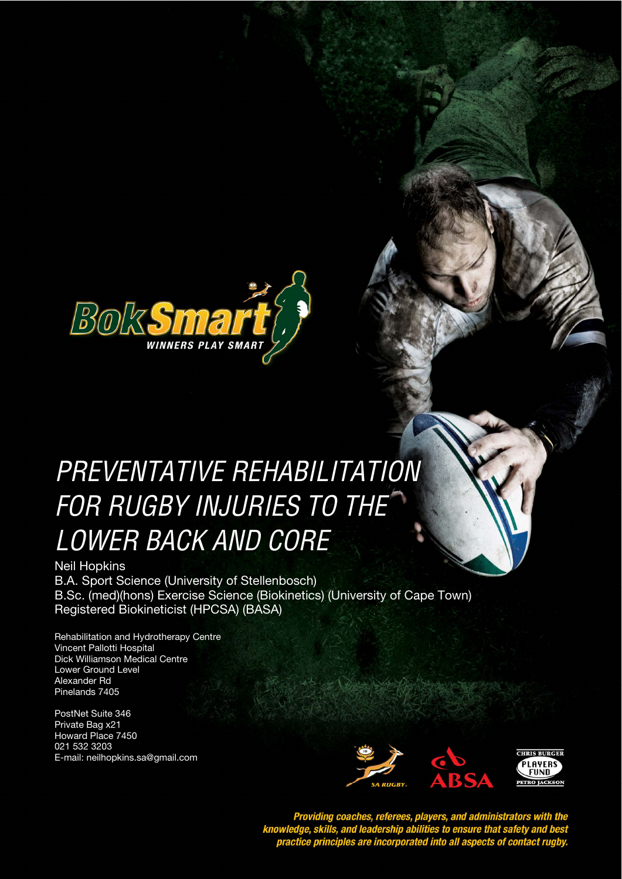# PREVENTATIVE REHABILITATION FOR RUGBY INJURIES TO THE LOWER BACK AND CORE

Neil Hopkins
B.A. Sport Science (University of Stellenbosch)
B.Sc. (med)(hons) Exercise Science (Biokinetics) (University of Cape Town)
Registered Biokineticist (HPCSA) (BASA)

Rehabilitation and Hydrotherapy Centre
Vincent Pallotti Hospital
Dick Williamson Medical Centre
Lower Ground Level
Alexander Rd
Pinelands 7405

PostNet Suite 346
Private Bag x21
Howard Place 7450
021 532 3203
E-mail: neilhopkins.sa@gmail.com

*Providing coaches, referees, players, and administrators with the knowledge, skills, and leadership abilities to ensure that safety and best practice principles are incorporated into all aspects of contact rugby.*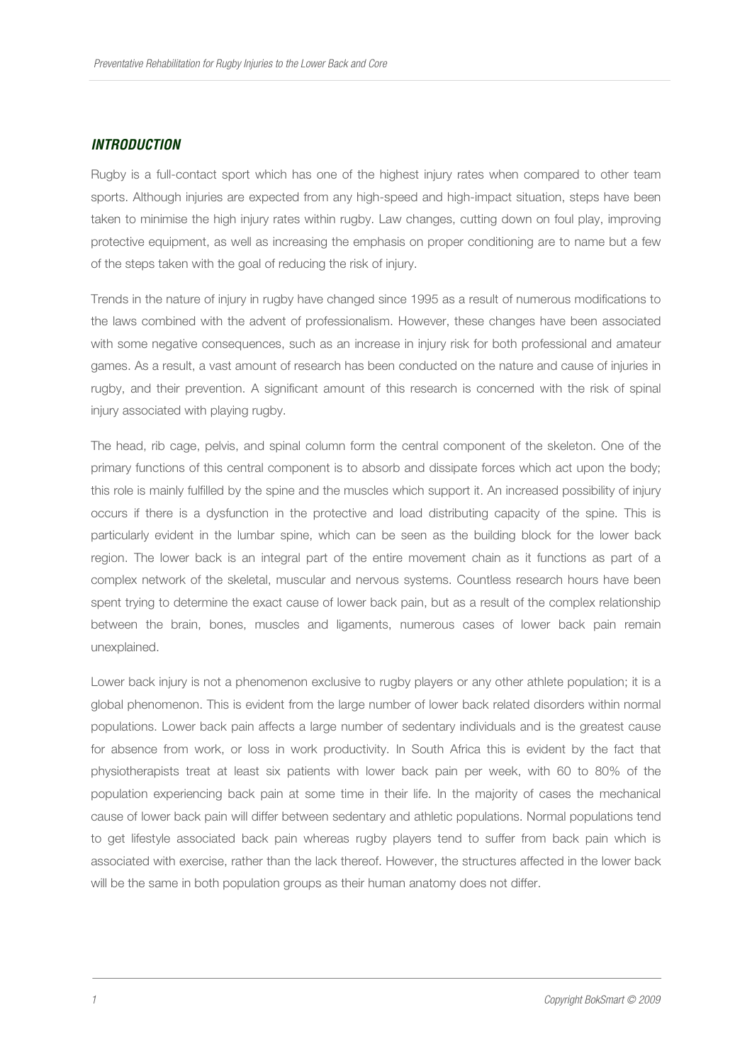## *INTRODUCTION*

Rugby is a full-contact sport which has one of the highest injury rates when compared to other team sports. Although injuries are expected from any high-speed and high-impact situation, steps have been taken to minimise the high injury rates within rugby. Law changes, cutting down on foul play, improving protective equipment, as well as increasing the emphasis on proper conditioning are to name but a few of the steps taken with the goal of reducing the risk of injury.

Trends in the nature of injury in rugby have changed since 1995 as a result of numerous modifications to the laws combined with the advent of professionalism. However, these changes have been associated with some negative consequences, such as an increase in injury risk for both professional and amateur games. As a result, a vast amount of research has been conducted on the nature and cause of injuries in rugby, and their prevention. A significant amount of this research is concerned with the risk of spinal injury associated with playing rugby.

The head, rib cage, pelvis, and spinal column form the central component of the skeleton. One of the primary functions of this central component is to absorb and dissipate forces which act upon the body; this role is mainly fulfilled by the spine and the muscles which support it. An increased possibility of injury occurs if there is a dysfunction in the protective and load distributing capacity of the spine. This is particularly evident in the lumbar spine, which can be seen as the building block for the lower back region. The lower back is an integral part of the entire movement chain as it functions as part of a complex network of the skeletal, muscular and nervous systems. Countless research hours have been spent trying to determine the exact cause of lower back pain, but as a result of the complex relationship between the brain, bones, muscles and ligaments, numerous cases of lower back pain remain unexplained.

Lower back injury is not a phenomenon exclusive to rugby players or any other athlete population; it is a global phenomenon. This is evident from the large number of lower back related disorders within normal populations. Lower back pain affects a large number of sedentary individuals and is the greatest cause for absence from work, or loss in work productivity. In South Africa this is evident by the fact that physiotherapists treat at least six patients with lower back pain per week, with 60 to 80% of the population experiencing back pain at some time in their life. In the majority of cases the mechanical cause of lower back pain will differ between sedentary and athletic populations. Normal populations tend to get lifestyle associated back pain whereas rugby players tend to suffer from back pain which is associated with exercise, rather than the lack thereof. However, the structures affected in the lower back will be the same in both population groups as their human anatomy does not differ.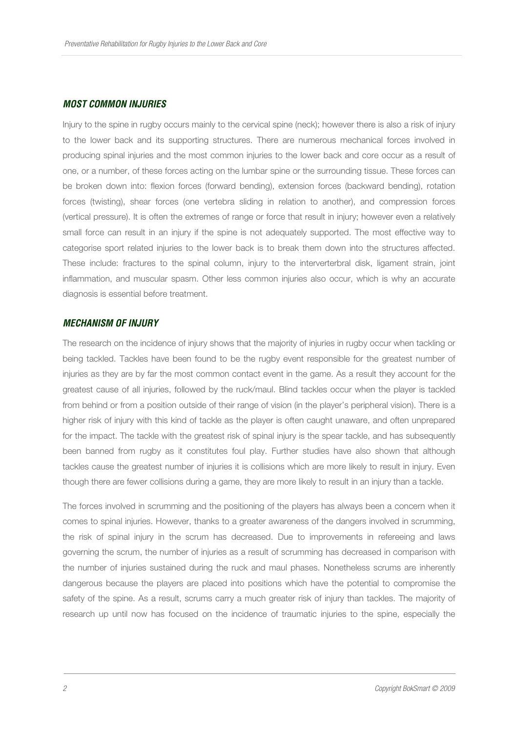### *MOST COMMON INJURIES*

Injury to the spine in rugby occurs mainly to the cervical spine (neck); however there is also a risk of injury to the lower back and its supporting structures. There are numerous mechanical forces involved in producing spinal injuries and the most common injuries to the lower back and core occur as a result of one, or a number, of these forces acting on the lumbar spine or the surrounding tissue. These forces can be broken down into: flexion forces (forward bending), extension forces (backward bending), rotation forces (twisting), shear forces (one vertebra sliding in relation to another), and compression forces (vertical pressure). It is often the extremes of range or force that result in injury; however even a relatively small force can result in an injury if the spine is not adequately supported. The most effective way to categorise sport related injuries to the lower back is to break them down into the structures affected. These include: fractures to the spinal column, injury to the interverterbral disk, ligament strain, joint inflammation, and muscular spasm. Other less common injuries also occur, which is why an accurate diagnosis is essential before treatment.

### *MECHANISM OF INJURY*

The research on the incidence of injury shows that the majority of injuries in rugby occur when tackling or being tackled. Tackles have been found to be the rugby event responsible for the greatest number of injuries as they are by far the most common contact event in the game. As a result they account for the greatest cause of all injuries, followed by the ruck/maul. Blind tackles occur when the player is tackled from behind or from a position outside of their range of vision (in the player's peripheral vision). There is a higher risk of injury with this kind of tackle as the player is often caught unaware, and often unprepared for the impact. The tackle with the greatest risk of spinal injury is the spear tackle, and has subsequently been banned from rugby as it constitutes foul play. Further studies have also shown that although tackles cause the greatest number of injuries it is collisions which are more likely to result in injury. Even though there are fewer collisions during a game, they are more likely to result in an injury than a tackle.

The forces involved in scrumming and the positioning of the players has always been a concern when it comes to spinal injuries. However, thanks to a greater awareness of the dangers involved in scrumming, the risk of spinal injury in the scrum has decreased. Due to improvements in refereeing and laws governing the scrum, the number of injuries as a result of scrumming has decreased in comparison with the number of injuries sustained during the ruck and maul phases. Nonetheless scrums are inherently dangerous because the players are placed into positions which have the potential to compromise the safety of the spine. As a result, scrums carry a much greater risk of injury than tackles. The majority of research up until now has focused on the incidence of traumatic injuries to the spine, especially the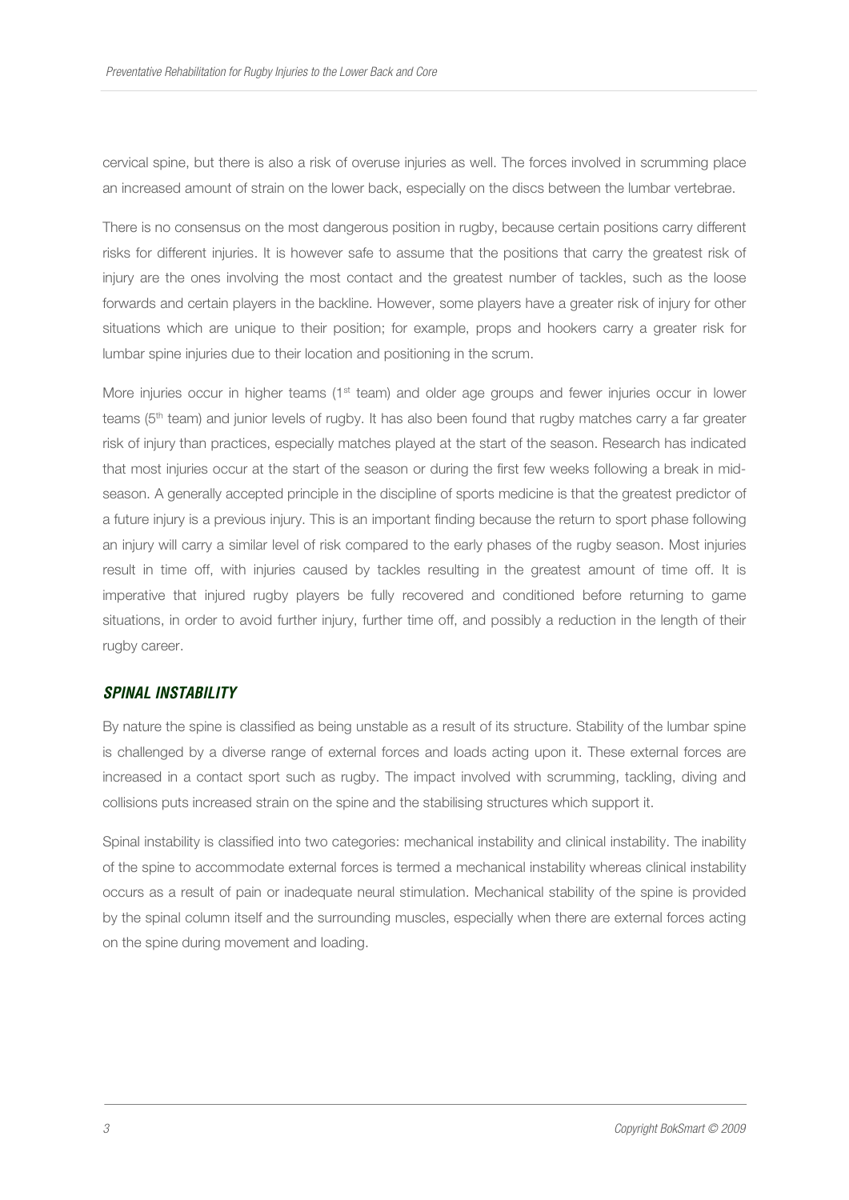cervical spine, but there is also a risk of overuse injuries as well. The forces involved in scrumming place an increased amount of strain on the lower back, especially on the discs between the lumbar vertebrae.

There is no consensus on the most dangerous position in rugby, because certain positions carry different risks for different injuries. It is however safe to assume that the positions that carry the greatest risk of injury are the ones involving the most contact and the greatest number of tackles, such as the loose forwards and certain players in the backline. However, some players have a greater risk of injury for other situations which are unique to their position; for example, props and hookers carry a greater risk for lumbar spine injuries due to their location and positioning in the scrum.

More injuries occur in higher teams (1st team) and older age groups and fewer injuries occur in lower teams (5th team) and junior levels of rugby. It has also been found that rugby matches carry a far greater risk of injury than practices, especially matches played at the start of the season. Research has indicated that most injuries occur at the start of the season or during the first few weeks following a break in mid-season. A generally accepted principle in the discipline of sports medicine is that the greatest predictor of a future injury is a previous injury. This is an important finding because the return to sport phase following an injury will carry a similar level of risk compared to the early phases of the rugby season. Most injuries result in time off, with injuries caused by tackles resulting in the greatest amount of time off. It is imperative that injured rugby players be fully recovered and conditioned before returning to game situations, in order to avoid further injury, further time off, and possibly a reduction in the length of their rugby career.

### *SPINAL INSTABILITY*

By nature the spine is classified as being unstable as a result of its structure. Stability of the lumbar spine is challenged by a diverse range of external forces and loads acting upon it. These external forces are increased in a contact sport such as rugby. The impact involved with scrumming, tackling, diving and collisions puts increased strain on the spine and the stabilising structures which support it.

Spinal instability is classified into two categories: mechanical instability and clinical instability. The inability of the spine to accommodate external forces is termed a mechanical instability whereas clinical instability occurs as a result of pain or inadequate neural stimulation. Mechanical stability of the spine is provided by the spinal column itself and the surrounding muscles, especially when there are external forces acting on the spine during movement and loading.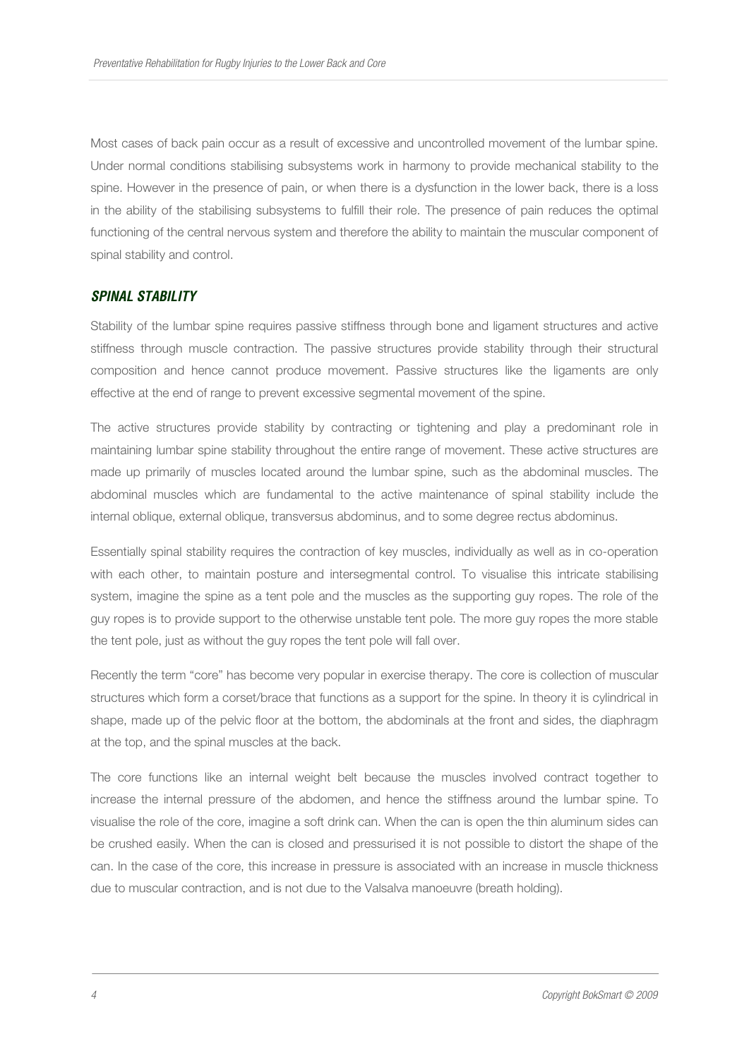Most cases of back pain occur as a result of excessive and uncontrolled movement of the lumbar spine. Under normal conditions stabilising subsystems work in harmony to provide mechanical stability to the spine. However in the presence of pain, or when there is a dysfunction in the lower back, there is a loss in the ability of the stabilising subsystems to fulfill their role. The presence of pain reduces the optimal functioning of the central nervous system and therefore the ability to maintain the muscular component of spinal stability and control.

## *SPINAL STABILITY*

Stability of the lumbar spine requires passive stiffness through bone and ligament structures and active stiffness through muscle contraction. The passive structures provide stability through their structural composition and hence cannot produce movement. Passive structures like the ligaments are only effective at the end of range to prevent excessive segmental movement of the spine.

The active structures provide stability by contracting or tightening and play a predominant role in maintaining lumbar spine stability throughout the entire range of movement. These active structures are made up primarily of muscles located around the lumbar spine, such as the abdominal muscles. The abdominal muscles which are fundamental to the active maintenance of spinal stability include the internal oblique, external oblique, transversus abdominus, and to some degree rectus abdominus.

Essentially spinal stability requires the contraction of key muscles, individually as well as in co-operation with each other, to maintain posture and intersegmental control. To visualise this intricate stabilising system, imagine the spine as a tent pole and the muscles as the supporting guy ropes. The role of the guy ropes is to provide support to the otherwise unstable tent pole. The more guy ropes the more stable the tent pole, just as without the guy ropes the tent pole will fall over.

Recently the term "core" has become very popular in exercise therapy. The core is collection of muscular structures which form a corset/brace that functions as a support for the spine. In theory it is cylindrical in shape, made up of the pelvic floor at the bottom, the abdominals at the front and sides, the diaphragm at the top, and the spinal muscles at the back.

The core functions like an internal weight belt because the muscles involved contract together to increase the internal pressure of the abdomen, and hence the stiffness around the lumbar spine. To visualise the role of the core, imagine a soft drink can. When the can is open the thin aluminum sides can be crushed easily. When the can is closed and pressurised it is not possible to distort the shape of the can. In the case of the core, this increase in pressure is associated with an increase in muscle thickness due to muscular contraction, and is not due to the Valsalva manoeuvre (breath holding).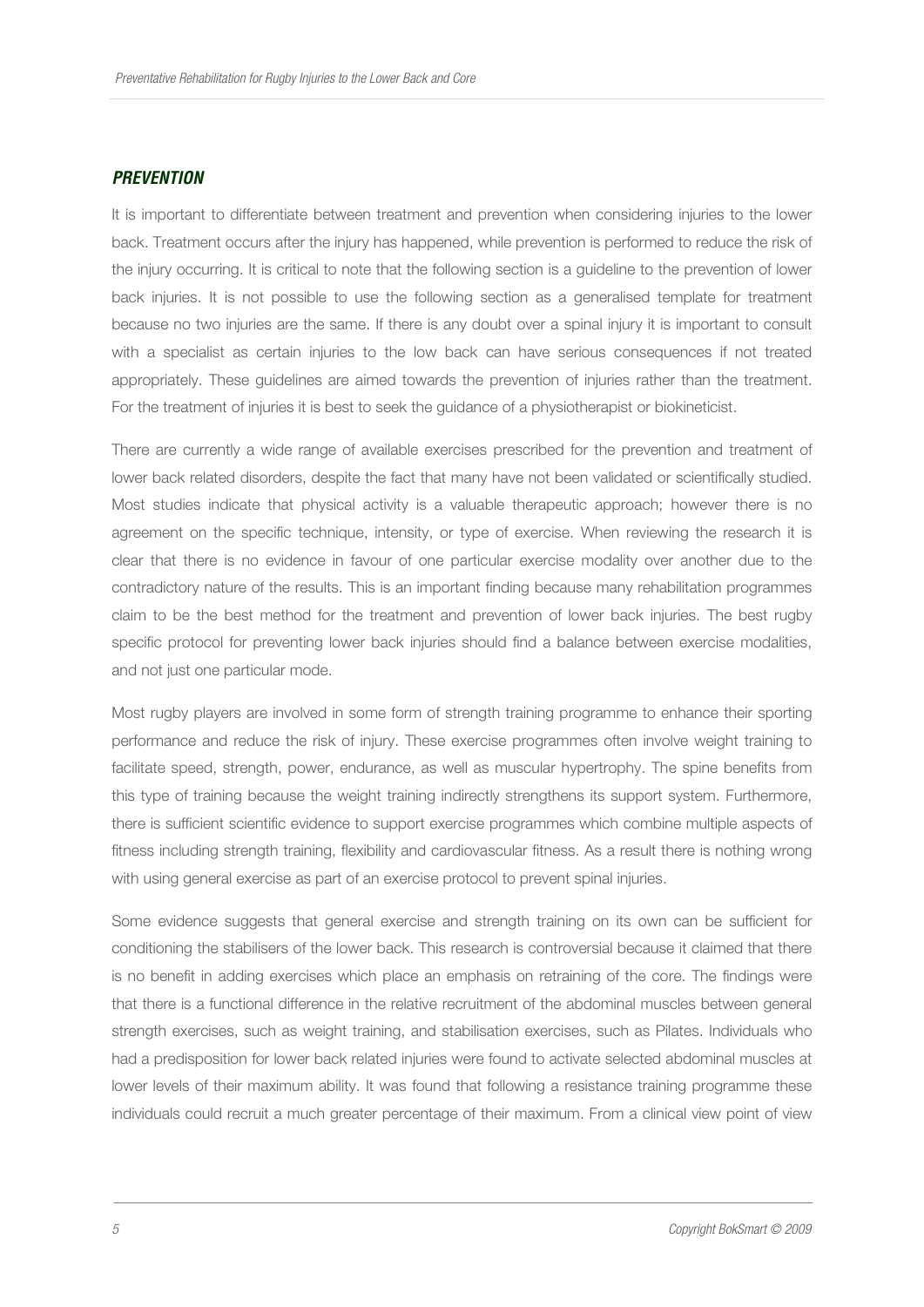## ***PREVENTION***

It is important to differentiate between treatment and prevention when considering injuries to the lower back. Treatment occurs after the injury has happened, while prevention is performed to reduce the risk of the injury occurring. It is critical to note that the following section is a guideline to the prevention of lower back injuries. It is not possible to use the following section as a generalised template for treatment because no two injuries are the same. If there is any doubt over a spinal injury it is important to consult with a specialist as certain injuries to the low back can have serious consequences if not treated appropriately. These guidelines are aimed towards the prevention of injuries rather than the treatment. For the treatment of injuries it is best to seek the guidance of a physiotherapist or biokineticist.

There are currently a wide range of available exercises prescribed for the prevention and treatment of lower back related disorders, despite the fact that many have not been validated or scientifically studied. Most studies indicate that physical activity is a valuable therapeutic approach; however there is no agreement on the specific technique, intensity, or type of exercise. When reviewing the research it is clear that there is no evidence in favour of one particular exercise modality over another due to the contradictory nature of the results. This is an important finding because many rehabilitation programmes claim to be the best method for the treatment and prevention of lower back injuries. The best rugby specific protocol for preventing lower back injuries should find a balance between exercise modalities, and not just one particular mode.

Most rugby players are involved in some form of strength training programme to enhance their sporting performance and reduce the risk of injury. These exercise programmes often involve weight training to facilitate speed, strength, power, endurance, as well as muscular hypertrophy. The spine benefits from this type of training because the weight training indirectly strengthens its support system. Furthermore, there is sufficient scientific evidence to support exercise programmes which combine multiple aspects of fitness including strength training, flexibility and cardiovascular fitness. As a result there is nothing wrong with using general exercise as part of an exercise protocol to prevent spinal injuries.

Some evidence suggests that general exercise and strength training on its own can be sufficient for conditioning the stabilisers of the lower back. This research is controversial because it claimed that there is no benefit in adding exercises which place an emphasis on retraining of the core. The findings were that there is a functional difference in the relative recruitment of the abdominal muscles between general strength exercises, such as weight training, and stabilisation exercises, such as Pilates. Individuals who had a predisposition for lower back related injuries were found to activate selected abdominal muscles at lower levels of their maximum ability. It was found that following a resistance training programme these individuals could recruit a much greater percentage of their maximum. From a clinical view point of view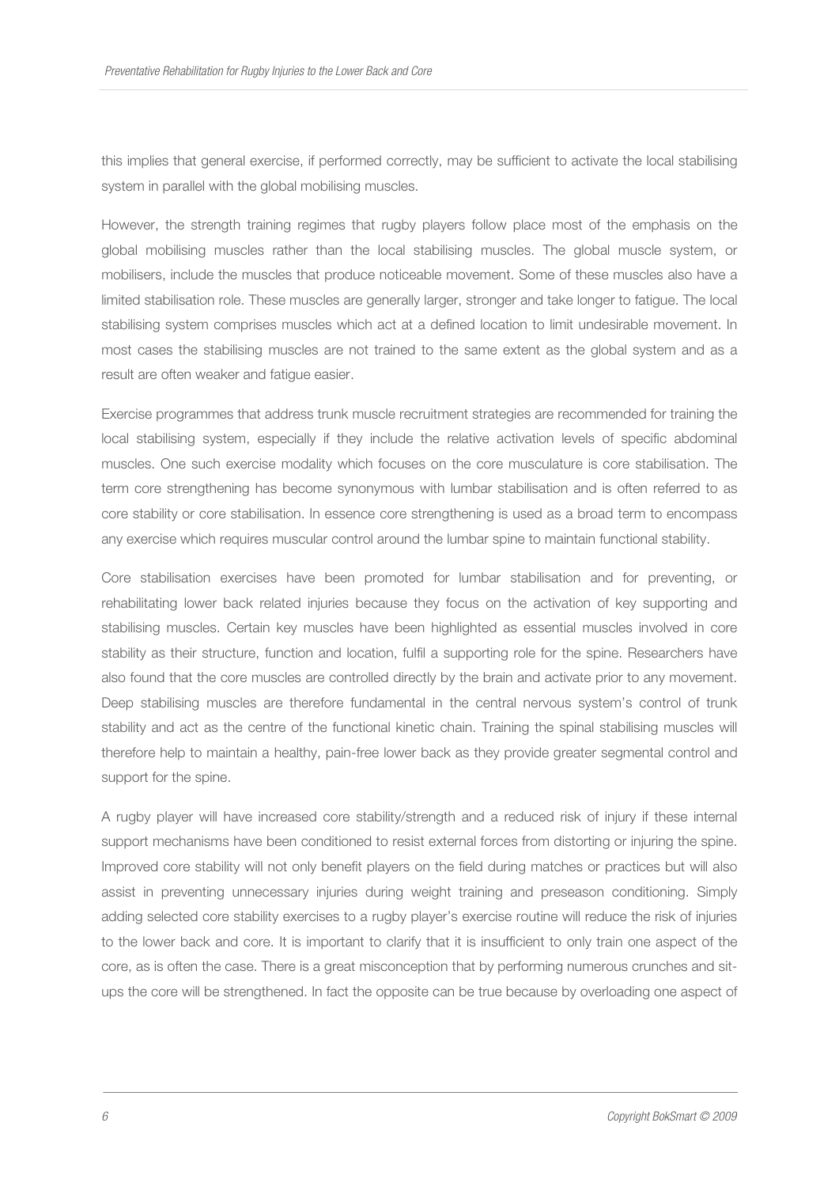this implies that general exercise, if performed correctly, may be sufficient to activate the local stabilising system in parallel with the global mobilising muscles.

However, the strength training regimes that rugby players follow place most of the emphasis on the global mobilising muscles rather than the local stabilising muscles. The global muscle system, or mobilisers, include the muscles that produce noticeable movement. Some of these muscles also have a limited stabilisation role. These muscles are generally larger, stronger and take longer to fatigue. The local stabilising system comprises muscles which act at a defined location to limit undesirable movement. In most cases the stabilising muscles are not trained to the same extent as the global system and as a result are often weaker and fatigue easier.

Exercise programmes that address trunk muscle recruitment strategies are recommended for training the local stabilising system, especially if they include the relative activation levels of specific abdominal muscles. One such exercise modality which focuses on the core musculature is core stabilisation. The term core strengthening has become synonymous with lumbar stabilisation and is often referred to as core stability or core stabilisation. In essence core strengthening is used as a broad term to encompass any exercise which requires muscular control around the lumbar spine to maintain functional stability.

Core stabilisation exercises have been promoted for lumbar stabilisation and for preventing, or rehabilitating lower back related injuries because they focus on the activation of key supporting and stabilising muscles. Certain key muscles have been highlighted as essential muscles involved in core stability as their structure, function and location, fulfil a supporting role for the spine. Researchers have also found that the core muscles are controlled directly by the brain and activate prior to any movement. Deep stabilising muscles are therefore fundamental in the central nervous system's control of trunk stability and act as the centre of the functional kinetic chain. Training the spinal stabilising muscles will therefore help to maintain a healthy, pain-free lower back as they provide greater segmental control and support for the spine.

A rugby player will have increased core stability/strength and a reduced risk of injury if these internal support mechanisms have been conditioned to resist external forces from distorting or injuring the spine. Improved core stability will not only benefit players on the field during matches or practices but will also assist in preventing unnecessary injuries during weight training and preseason conditioning. Simply adding selected core stability exercises to a rugby player's exercise routine will reduce the risk of injuries to the lower back and core. It is important to clarify that it is insufficient to only train one aspect of the core, as is often the case. There is a great misconception that by performing numerous crunches and sit-ups the core will be strengthened. In fact the opposite can be true because by overloading one aspect of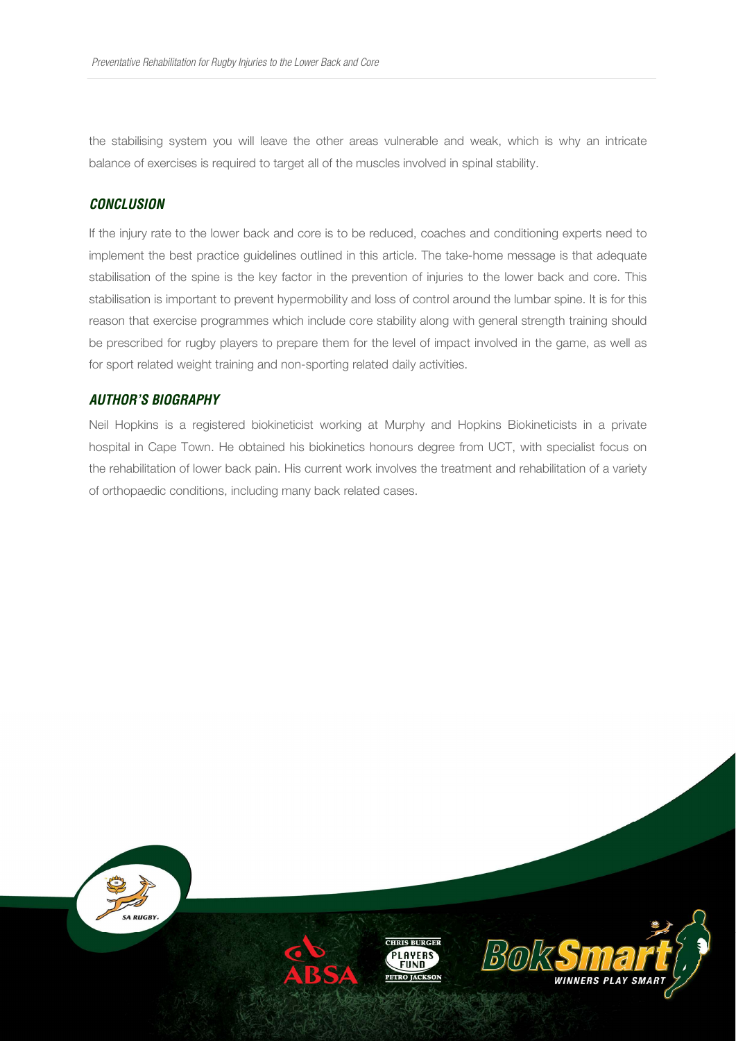the stabilising system you will leave the other areas vulnerable and weak, which is why an intricate balance of exercises is required to target all of the muscles involved in spinal stability.

## CONCLUSION

If the injury rate to the lower back and core is to be reduced, coaches and conditioning experts need to implement the best practice guidelines outlined in this article. The take-home message is that adequate stabilisation of the spine is the key factor in the prevention of injuries to the lower back and core. This stabilisation is important to prevent hypermobility and loss of control around the lumbar spine. It is for this reason that exercise programmes which include core stability along with general strength training should be prescribed for rugby players to prepare them for the level of impact involved in the game, as well as for sport related weight training and non-sporting related daily activities.

## AUTHOR'S BIOGRAPHY

Neil Hopkins is a registered biokineticist working at Murphy and Hopkins Biokineticists in a private hospital in Cape Town. He obtained his biokinetics honours degree from UCT, with specialist focus on the rehabilitation of lower back pain. His current work involves the treatment and rehabilitation of a variety of orthopaedic conditions, including many back related cases.